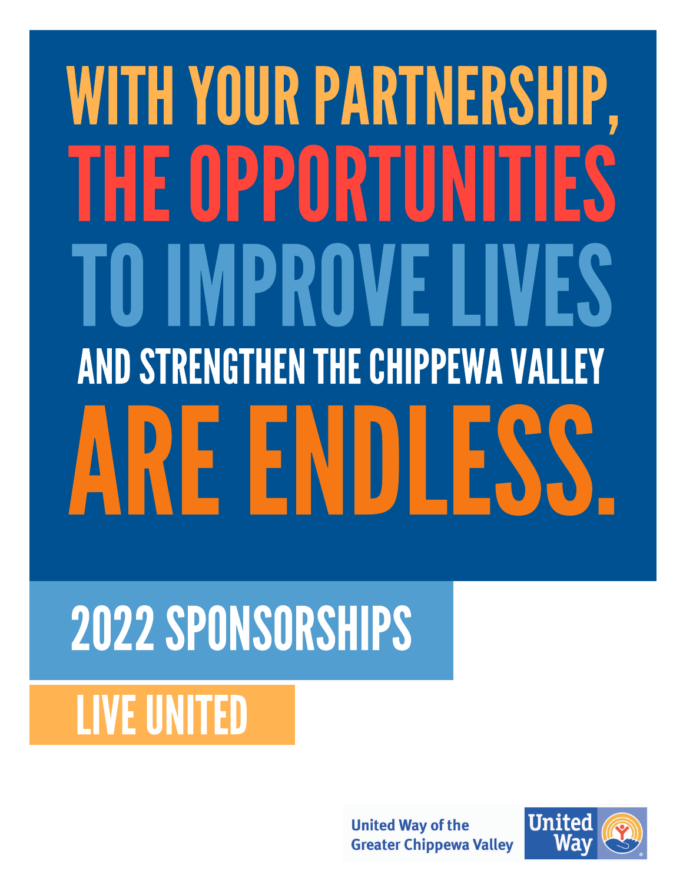# WITH YOUR PARTNERSHIP, THE OPPORTUNITIES TO IMPROVE LIVES AND STRENGTHEN THE CHIPPEWA VALLEY ARE ENDLESS.

## 2022 SPONSORSHIPS

LIVE UNITED

United Way of the Greater Chippewa Valley

United Way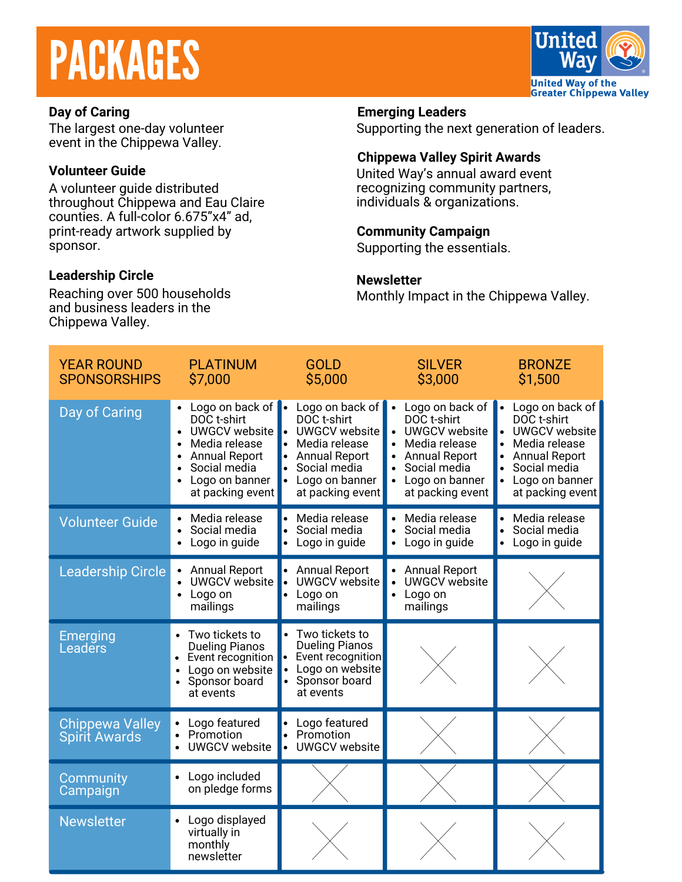# PACKAGES

United Way
United Way of the Greater Chippewa Valley

**Day of Caring**
The largest one-day volunteer event in the Chippewa Valley.

**Volunteer Guide**
A volunteer guide distributed throughout Chippewa and Eau Claire counties. A full-color 6.675”x4” ad, print-ready artwork supplied by sponsor.

**Leadership Circle**
Reaching over 500 households and business leaders in the Chippewa Valley.

**Emerging Leaders**
Supporting the next generation of leaders.

**Chippewa Valley Spirit Awards**
United Way’s annual award event recognizing community partners, individuals & organizations.

**Community Campaign**
Supporting the essentials.

**Newsletter**
Monthly Impact in the Chippewa Valley.

| YEAR ROUND SPONSORSHIPS | PLATINUM $7,000 | GOLD $5,000 | SILVER $3,000 | BRONZE $1,500 |
|---|---|---|---|---|
| Day of Caring | • Logo on back of DOC t-shirt<br>• UWGCV website<br>• Media release<br>• Annual Report<br>• Social media<br>• Logo on banner at packing event | • Logo on back of DOC t-shirt<br>• UWGCV website<br>• Media release<br>• Annual Report<br>• Social media<br>• Logo on banner at packing event | • Logo on back of DOC t-shirt<br>• UWGCV website<br>• Media release<br>• Annual Report<br>• Social media<br>• Logo on banner at packing event | • Logo on back of DOC t-shirt<br>• UWGCV website<br>• Media release<br>• Annual Report<br>• Social media<br>• Logo on banner at packing event |
| Volunteer Guide | • Media release<br>• Social media<br>• Logo in guide | • Media release<br>• Social media<br>• Logo in guide | • Media release<br>• Social media<br>• Logo in guide | • Media release<br>• Social media<br>• Logo in guide |
| Leadership Circle | • Annual Report<br>• UWGCV website<br>• Logo on mailings | • Annual Report<br>• UWGCV website<br>• Logo on mailings | • Annual Report<br>• UWGCV website<br>• Logo on mailings | X |
| Emerging Leaders | • Two tickets to Dueling Pianos<br>• Event recognition<br>• Logo on website<br>• Sponsor board at events | • Two tickets to Dueling Pianos<br>• Event recognition<br>• Logo on website<br>• Sponsor board at events | X | X |
| Chippewa Valley Spirit Awards | • Logo featured<br>• Promotion<br>• UWGCV website | • Logo featured<br>• Promotion<br>• UWGCV website | X | X |
| Community Campaign | • Logo included on pledge forms | X | X | X |
| Newsletter | • Logo displayed virtually in monthly newsletter | X | X | X |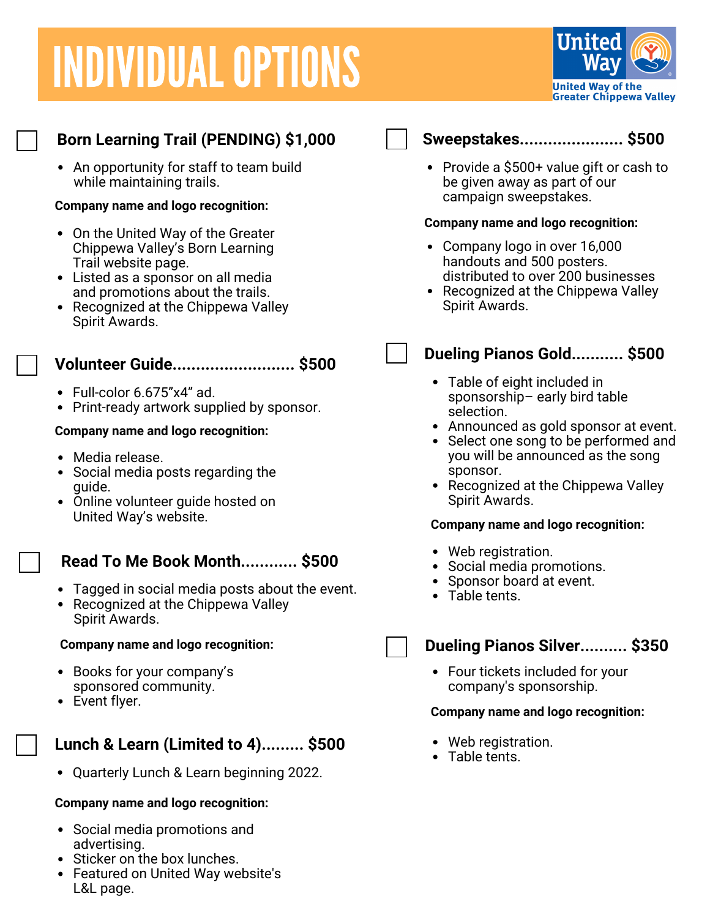# INDIVIDUAL OPTIONS

United Way of the Greater Chippewa Valley

## ☐ Born Learning Trail (PENDING) $1,000

- An opportunity for staff to team build while maintaining trails.

**Company name and logo recognition:**

- On the United Way of the Greater Chippewa Valley's Born Learning Trail website page.
- Listed as a sponsor on all media and promotions about the trails.
- Recognized at the Chippewa Valley Spirit Awards.

## ☐ Volunteer Guide.......................... $500

- Full-color 6.675"x4" ad.
- Print-ready artwork supplied by sponsor.

**Company name and logo recognition:**

- Media release.
- Social media posts regarding the guide.
- Online volunteer guide hosted on United Way's website.

## ☐ Read To Me Book Month............ $500

- Tagged in social media posts about the event.
- Recognized at the Chippewa Valley Spirit Awards.

**Company name and logo recognition:**

- Books for your company's sponsored community.
- Event flyer.

## ☐ Lunch & Learn (Limited to 4)......... $500

- Quarterly Lunch & Learn beginning 2022.

**Company name and logo recognition:**

- Social media promotions and advertising.
- Sticker on the box lunches.
- Featured on United Way website's L&L page.

## ☐ Sweepstakes...................... $500

- Provide a $500+ value gift or cash to be given away as part of our campaign sweepstakes.

**Company name and logo recognition:**

- Company logo in over 16,000 handouts and 500 posters. distributed to over 200 businesses
- Recognized at the Chippewa Valley Spirit Awards.

## ☐ Dueling Pianos Gold........... $500

- Table of eight included in sponsorship– early bird table selection.
- Announced as gold sponsor at event.
- Select one song to be performed and you will be announced as the song sponsor.
- Recognized at the Chippewa Valley Spirit Awards.

**Company name and logo recognition:**

- Web registration.
- Social media promotions.
- Sponsor board at event.
- Table tents.

## ☐ Dueling Pianos Silver.......... $350

- Four tickets included for your company's sponsorship.

**Company name and logo recognition:**

- Web registration.
- Table tents.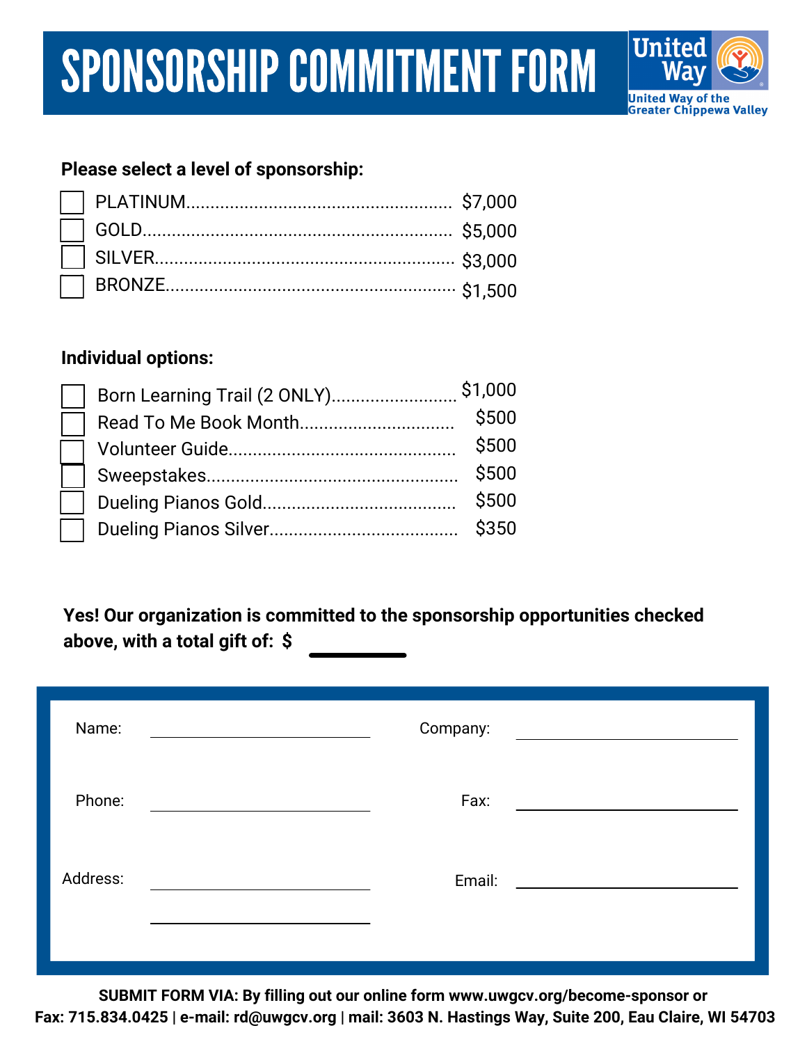# SPONSORSHIP COMMITMENT FORM

United Way

United Way of the Greater Chippewa Valley

**Please select a level of sponsorship:**

- ☐ PLATINUM.................................................... $7,000
- ☐ GOLD............................................................. $5,000
- ☐ SILVER........................................................... $3,000
- ☐ BRONZE......................................................... $1,500

**Individual options:**

- ☐ Born Learning Trail (2 ONLY).......................... $1,000
- ☐ Read To Me Book Month................................ $500
- ☐ Volunteer Guide.............................................. $500
- ☐ Sweepstakes.................................................. $500
- ☐ Dueling Pianos Gold....................................... $500
- ☐ Dueling Pianos Silver...................................... $350

**Yes! Our organization is committed to the sponsorship opportunities checked above, with a total gift of: $ ________**

Name: ______________________ Company: ______________________

Phone: ______________________ Fax: ______________________

Address: ______________________ Email: ______________________

______________________

**SUBMIT FORM VIA: By filling out our online form www.uwgcv.org/become-sponsor or Fax: 715.834.0425 | e-mail: rd@uwgcv.org | mail: 3603 N. Hastings Way, Suite 200, Eau Claire, WI 54703**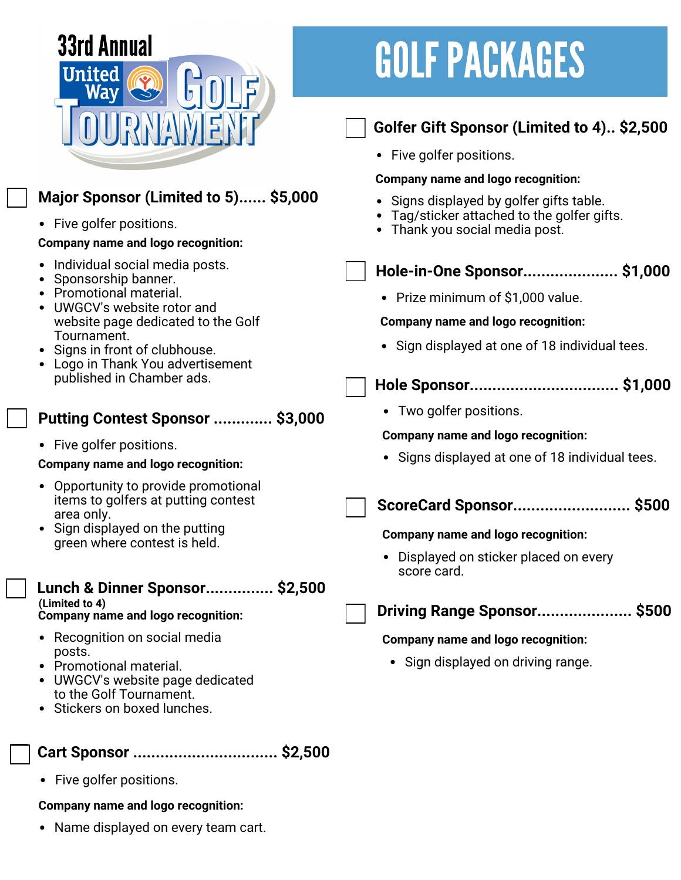33rd Annual United Way Golf Tournament

# GOLF PACKAGES

## ☐ Major Sponsor (Limited to 5)...... $5,000

- Five golfer positions.

**Company name and logo recognition:**

- Individual social media posts.
- Sponsorship banner.
- Promotional material.
- UWGCV's website rotor and website page dedicated to the Golf Tournament.
- Signs in front of clubhouse.
- Logo in Thank You advertisement published in Chamber ads.

## ☐ Putting Contest Sponsor ............. $3,000

- Five golfer positions.

**Company name and logo recognition:**

- Opportunity to provide promotional items to golfers at putting contest area only.
- Sign displayed on the putting green where contest is held.

## ☐ Lunch & Dinner Sponsor............... $2,500

**(Limited to 4)**

**Company name and logo recognition:**

- Recognition on social media posts.
- Promotional material.
- UWGCV's website page dedicated to the Golf Tournament.
- Stickers on boxed lunches.

## ☐ Cart Sponsor ................................ $2,500

- Five golfer positions.

**Company name and logo recognition:**

- Name displayed on every team cart.

## ☐ Golfer Gift Sponsor (Limited to 4).. $2,500

- Five golfer positions.

**Company name and logo recognition:**

- Signs displayed by golfer gifts table.
- Tag/sticker attached to the golfer gifts.
- Thank you social media post.

## ☐ Hole-in-One Sponsor..................... $1,000

- Prize minimum of $1,000 value.

**Company name and logo recognition:**

- Sign displayed at one of 18 individual tees.

## ☐ Hole Sponsor................................ $1,000

- Two golfer positions.

**Company name and logo recognition:**

- Signs displayed at one of 18 individual tees.

## ☐ ScoreCard Sponsor.......................... $500

**Company name and logo recognition:**

- Displayed on sticker placed on every score card.

## ☐ Driving Range Sponsor..................... $500

**Company name and logo recognition:**

- Sign displayed on driving range.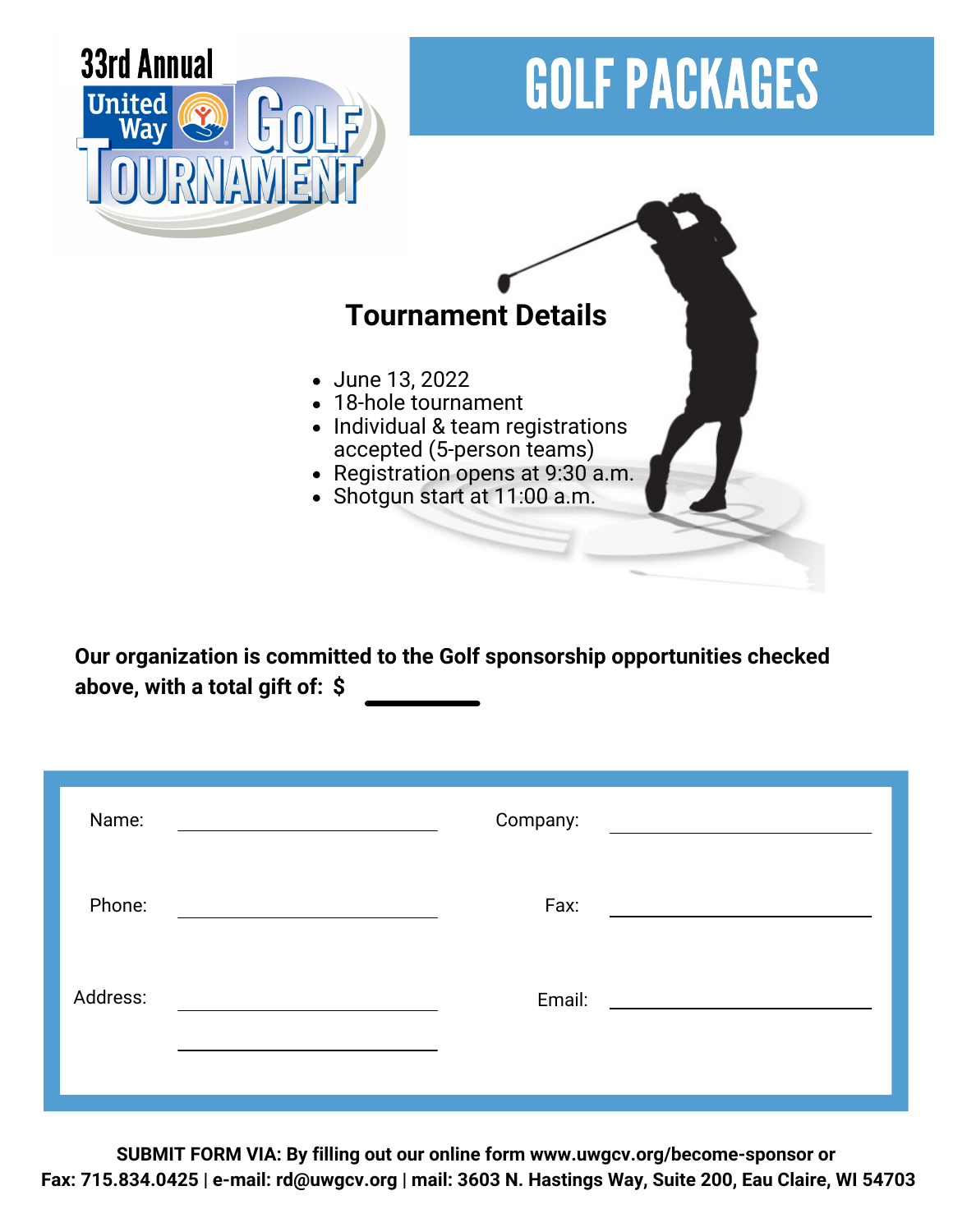33rd Annual United Way Golf Tournament

# GOLF PACKAGES

## Tournament Details

- June 13, 2022
- 18-hole tournament
- Individual & team registrations accepted (5-person teams)
- Registration opens at 9:30 a.m.
- Shotgun start at 11:00 a.m.

**Our organization is committed to the Golf sponsorship opportunities checked above, with a total gift of: $ ________**

| | | | |
|---|---|---|---|
| Name: | ____________ | Company: | ____________ |
| Phone: | ____________ | Fax: | ____________ |
| Address: | ____________<br>____________ | Email: | ____________ |

**SUBMIT FORM VIA: By filling out our online form www.uwgcv.org/become-sponsor or Fax: 715.834.0425 | e-mail: rd@uwgcv.org | mail: 3603 N. Hastings Way, Suite 200, Eau Claire, WI 54703**